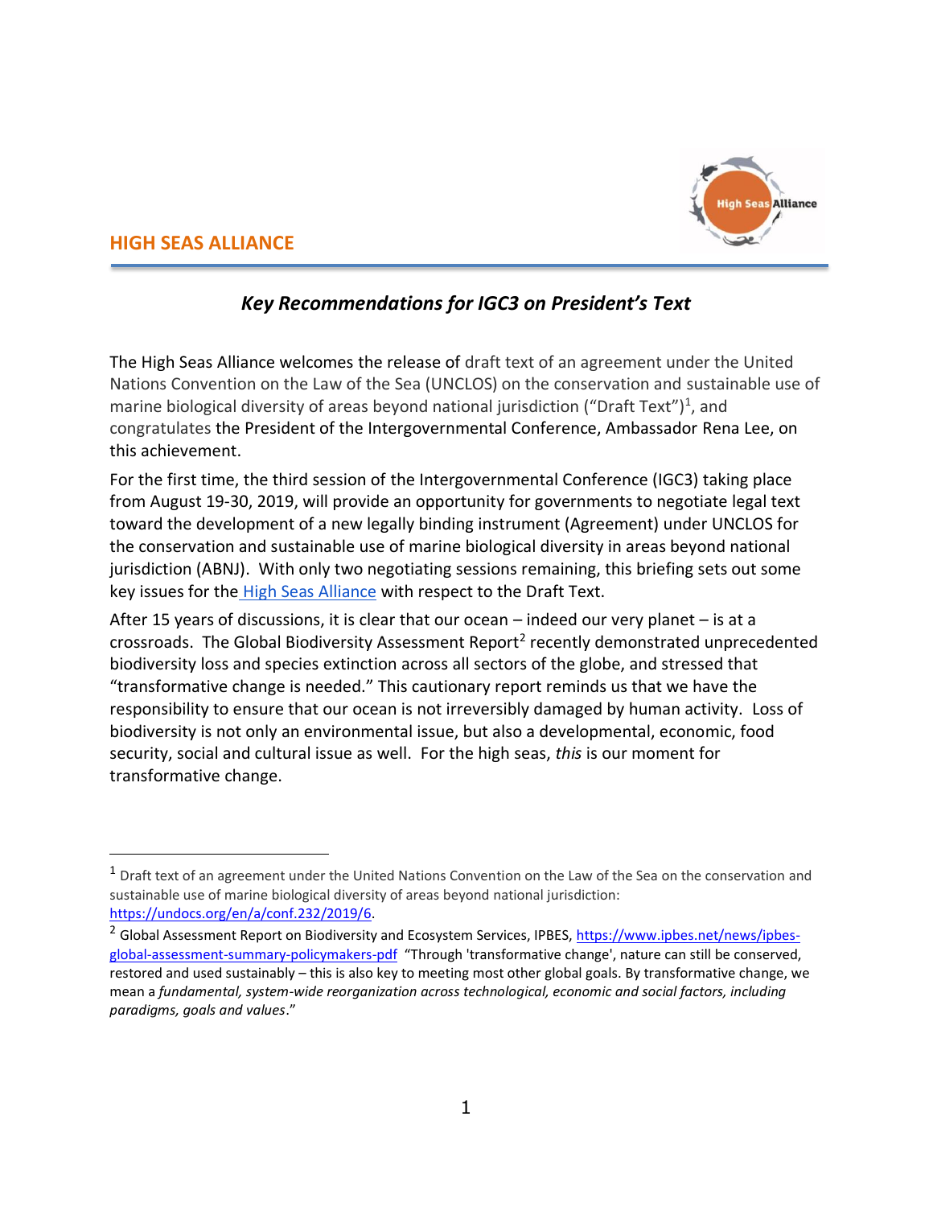## HIGH SEAS ALLIANCE

### *Key Recommendations for IGC3 on President's Text*

The High Seas Alliance welcomes the release of draft text of an agreement under the United Nations Convention on the Law of the Sea (UNCLOS) on the conservation and sustainable use of marine biological diversity of areas beyond national jurisdiction ("Draft Text")[1], and congratulates the President of the Intergovernmental Conference, Ambassador Rena Lee, on this achievement.

For the first time, the third session of the Intergovernmental Conference (IGC3) taking place from August 19-30, 2019, will provide an opportunity for governments to negotiate legal text toward the development of a new legally binding instrument (Agreement) under UNCLOS for the conservation and sustainable use of marine biological diversity in areas beyond national jurisdiction (ABNJ). With only two negotiating sessions remaining, this briefing sets out some key issues for the High Seas Alliance with respect to the Draft Text.

After 15 years of discussions, it is clear that our ocean – indeed our very planet – is at a crossroads. The Global Biodiversity Assessment Report[2] recently demonstrated unprecedented biodiversity loss and species extinction across all sectors of the globe, and stressed that "transformative change is needed." This cautionary report reminds us that we have the responsibility to ensure that our ocean is not irreversibly damaged by human activity. Loss of biodiversity is not only an environmental issue, but also a developmental, economic, food security, social and cultural issue as well. For the high seas, *this* is our moment for transformative change.

---

[1] Draft text of an agreement under the United Nations Convention on the Law of the Sea on the conservation and sustainable use of marine biological diversity of areas beyond national jurisdiction: https://undocs.org/en/a/conf.232/2019/6.

[2] Global Assessment Report on Biodiversity and Ecosystem Services, IPBES, https://www.ipbes.net/news/ipbes-global-assessment-summary-policymakers-pdf "Through 'transformative change', nature can still be conserved, restored and used sustainably – this is also key to meeting most other global goals. By transformative change, we mean a *fundamental, system-wide reorganization across technological, economic and social factors, including paradigms, goals and values*."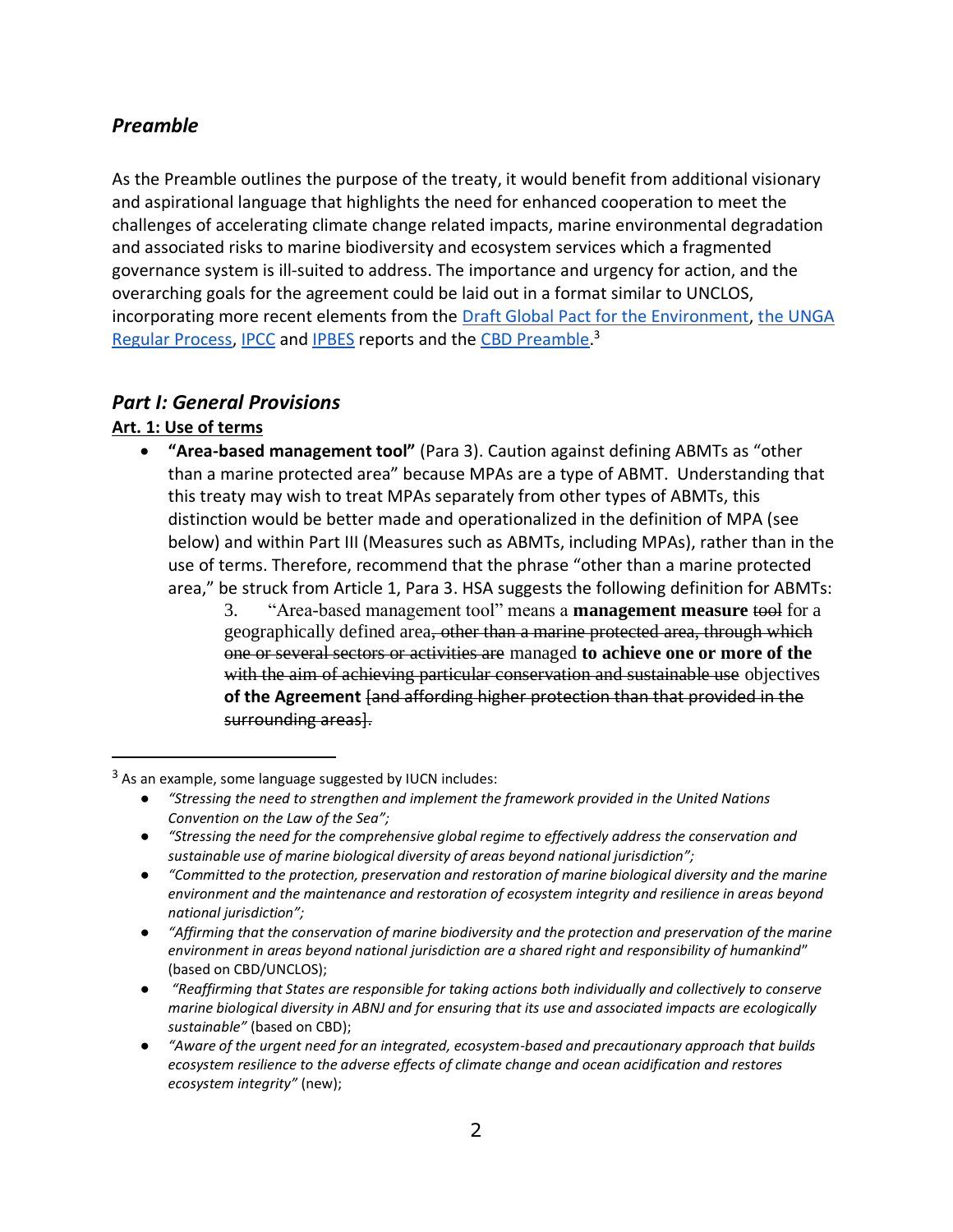## *Preamble*

As the Preamble outlines the purpose of the treaty, it would benefit from additional visionary and aspirational language that highlights the need for enhanced cooperation to meet the challenges of accelerating climate change related impacts, marine environmental degradation and associated risks to marine biodiversity and ecosystem services which a fragmented governance system is ill-suited to address. The importance and urgency for action, and the overarching goals for the agreement could be laid out in a format similar to UNCLOS, incorporating more recent elements from the Draft Global Pact for the Environment, the UNGA Regular Process, IPCC and IPBES reports and the CBD Preamble.[3]

## *Part I: General Provisions*

### Art. 1: Use of terms

- **"Area-based management tool"** (Para 3). Caution against defining ABMTs as "other than a marine protected area" because MPAs are a type of ABMT. Understanding that this treaty may wish to treat MPAs separately from other types of ABMTs, this distinction would be better made and operationalized in the definition of MPA (see below) and within Part III (Measures such as ABMTs, including MPAs), rather than in the use of terms. Therefore, recommend that the phrase "other than a marine protected area," be struck from Article 1, Para 3. HSA suggests the following definition for ABMTs:

  > 3. "Area-based management tool" means a **management measure** ~~tool~~ for a geographically defined area~~, other than a marine protected area, through which one or several sectors or activities are~~ managed **to achieve one or more of the** ~~with the aim of achieving particular conservation and sustainable use~~ objectives **of the Agreement** ~~[and affording higher protection than that provided in the surrounding areas].~~

---

[3] As an example, some language suggested by IUCN includes:

- *"Stressing the need to strengthen and implement the framework provided in the United Nations Convention on the Law of the Sea";*
- *"Stressing the need for the comprehensive global regime to effectively address the conservation and sustainable use of marine biological diversity of areas beyond national jurisdiction";*
- *"Committed to the protection, preservation and restoration of marine biological diversity and the marine environment and the maintenance and restoration of ecosystem integrity and resilience in areas beyond national jurisdiction";*
- *"Affirming that the conservation of marine biodiversity and the protection and preservation of the marine environment in areas beyond national jurisdiction are a shared right and responsibility of humankind"* (based on CBD/UNCLOS);
- *"Reaffirming that States are responsible for taking actions both individually and collectively to conserve marine biological diversity in ABNJ and for ensuring that its use and associated impacts are ecologically sustainable"* (based on CBD);
- *"Aware of the urgent need for an integrated, ecosystem-based and precautionary approach that builds ecosystem resilience to the adverse effects of climate change and ocean acidification and restores ecosystem integrity"* (new);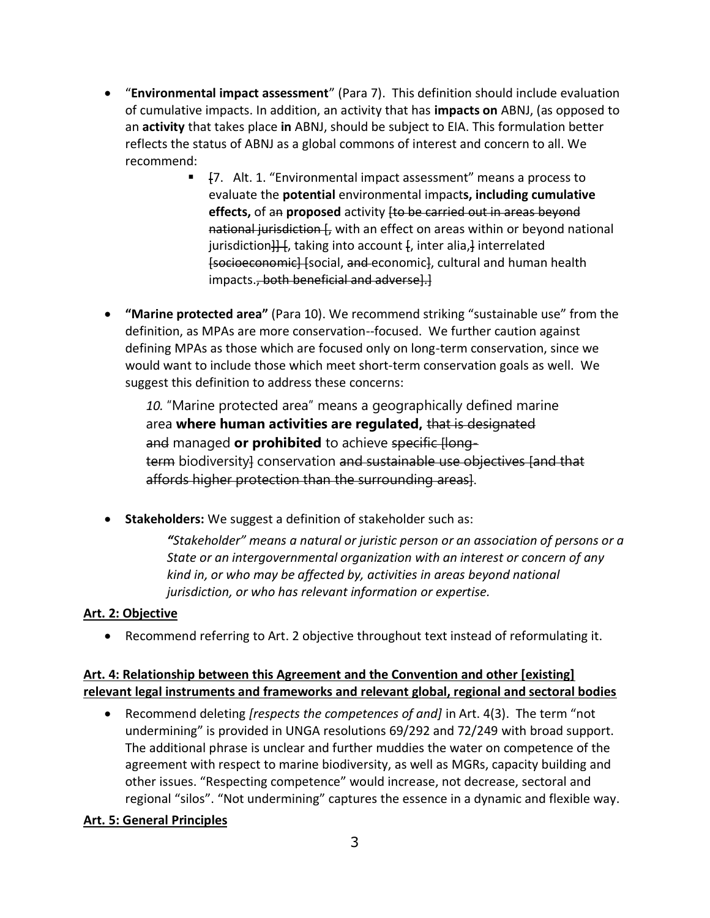- "**Environmental impact assessment**" (Para 7). This definition should include evaluation of cumulative impacts. In addition, an activity that has **impacts on** ABNJ, (as opposed to an **activity** that takes place **in** ABNJ, should be subject to EIA. This formulation better reflects the status of ABNJ as a global commons of interest and concern to all. We recommend:
    - ~~[~~7. Alt. 1. "Environmental impact assessment" means a process to evaluate the **potential** environmental impact**s, including cumulative effects,** of a~~n~~ **proposed** activity ~~[to be carried out in areas beyond national jurisdiction [~~, with an effect on areas within or beyond national jurisdiction~~]] [~~, taking into account ~~[~~, inter alia,~~]~~ interrelated ~~[socioeconomic]~~ [social, ~~and~~ economic~~]~~, cultural and human health impacts.~~, both beneficial and adverse].]~~

- **"Marine protected area"** (Para 10). We recommend striking "sustainable use" from the definition, as MPAs are more conservation--focused. We further caution against defining MPAs as those which are focused only on long-term conservation, since we would want to include those which meet short-term conservation goals as well. We suggest this definition to address these concerns:

    *10.* "Marine protected area" means a geographically defined marine area **where human activities are regulated,** ~~that is designated and~~ managed **or prohibited** to achieve ~~specific [long-term~~ biodiversity~~]~~ conservation ~~and sustainable use objectives [and that affords higher protection than the surrounding areas]~~.

- **Stakeholders:** We suggest a definition of stakeholder such as:

    ***"****Stakeholder" means a natural or juristic person or an association of persons or a State or an intergovernmental organization with an interest or concern of any kind in, or who may be affected by, activities in areas beyond national jurisdiction, or who has relevant information or expertise.*

**Art. 2: Objective**

- Recommend referring to Art. 2 objective throughout text instead of reformulating it.

**Art. 4: Relationship between this Agreement and the Convention and other [existing] relevant legal instruments and frameworks and relevant global, regional and sectoral bodies**

- Recommend deleting *[respects the competences of and]* in Art. 4(3). The term "not undermining" is provided in UNGA resolutions 69/292 and 72/249 with broad support. The additional phrase is unclear and further muddies the water on competence of the agreement with respect to marine biodiversity, as well as MGRs, capacity building and other issues. "Respecting competence" would increase, not decrease, sectoral and regional "silos". "Not undermining" captures the essence in a dynamic and flexible way.

**Art. 5: General Principles**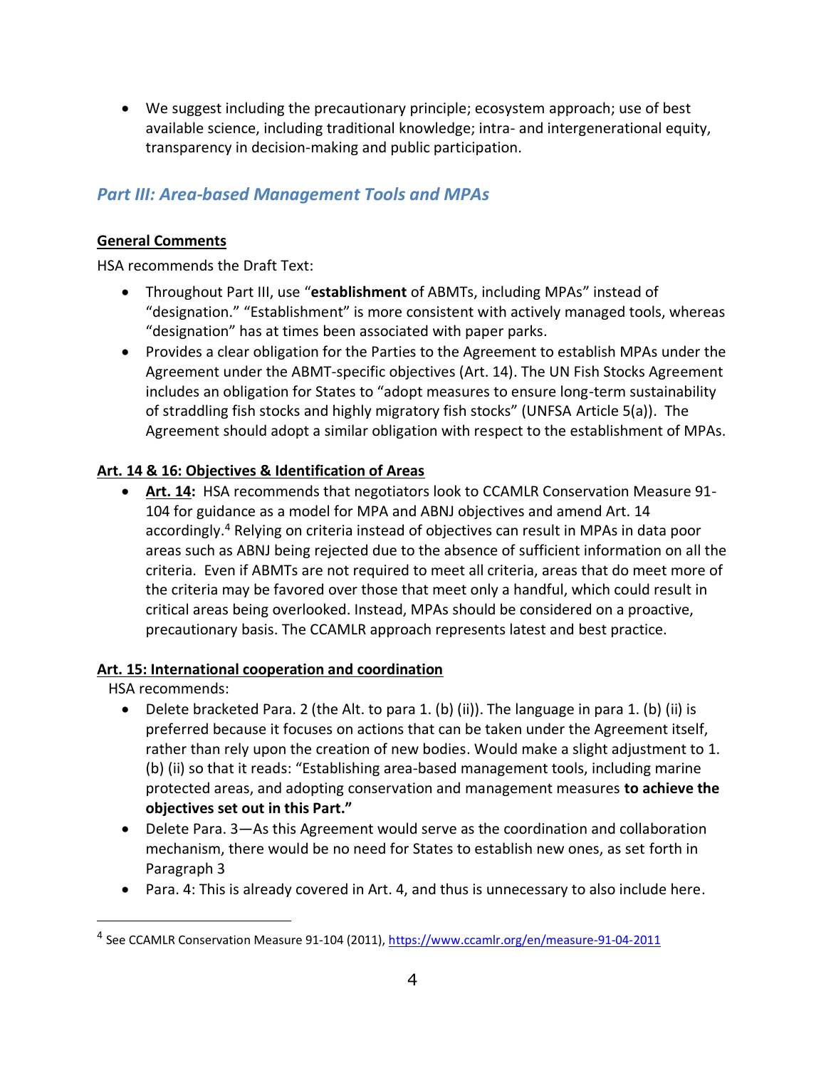- We suggest including the precautionary principle; ecosystem approach; use of best available science, including traditional knowledge; intra- and intergenerational equity, transparency in decision-making and public participation.

## *Part III: Area-based Management Tools and MPAs*

**General Comments**

HSA recommends the Draft Text:

- Throughout Part III, use "**establishment** of ABMTs, including MPAs" instead of "designation." "Establishment" is more consistent with actively managed tools, whereas "designation" has at times been associated with paper parks.
- Provides a clear obligation for the Parties to the Agreement to establish MPAs under the Agreement under the ABMT-specific objectives (Art. 14). The UN Fish Stocks Agreement includes an obligation for States to "adopt measures to ensure long-term sustainability of straddling fish stocks and highly migratory fish stocks" (UNFSA Article 5(a)). The Agreement should adopt a similar obligation with respect to the establishment of MPAs.

**Art. 14 & 16: Objectives & Identification of Areas**

- **Art. 14:** HSA recommends that negotiators look to CCAMLR Conservation Measure 91-104 for guidance as a model for MPA and ABNJ objectives and amend Art. 14 accordingly.[4] Relying on criteria instead of objectives can result in MPAs in data poor areas such as ABNJ being rejected due to the absence of sufficient information on all the criteria. Even if ABMTs are not required to meet all criteria, areas that do meet more of the criteria may be favored over those that meet only a handful, which could result in critical areas being overlooked. Instead, MPAs should be considered on a proactive, precautionary basis. The CCAMLR approach represents latest and best practice.

**Art. 15: International cooperation and coordination**

HSA recommends:

- Delete bracketed Para. 2 (the Alt. to para 1. (b) (ii)). The language in para 1. (b) (ii) is preferred because it focuses on actions that can be taken under the Agreement itself, rather than rely upon the creation of new bodies. Would make a slight adjustment to 1. (b) (ii) so that it reads: "Establishing area-based management tools, including marine protected areas, and adopting conservation and management measures **to achieve the objectives set out in this Part."**
- Delete Para. 3—As this Agreement would serve as the coordination and collaboration mechanism, there would be no need for States to establish new ones, as set forth in Paragraph 3
- Para. 4: This is already covered in Art. 4, and thus is unnecessary to also include here.

---

[4] See CCAMLR Conservation Measure 91-104 (2011), https://www.ccamlr.org/en/measure-91-04-2011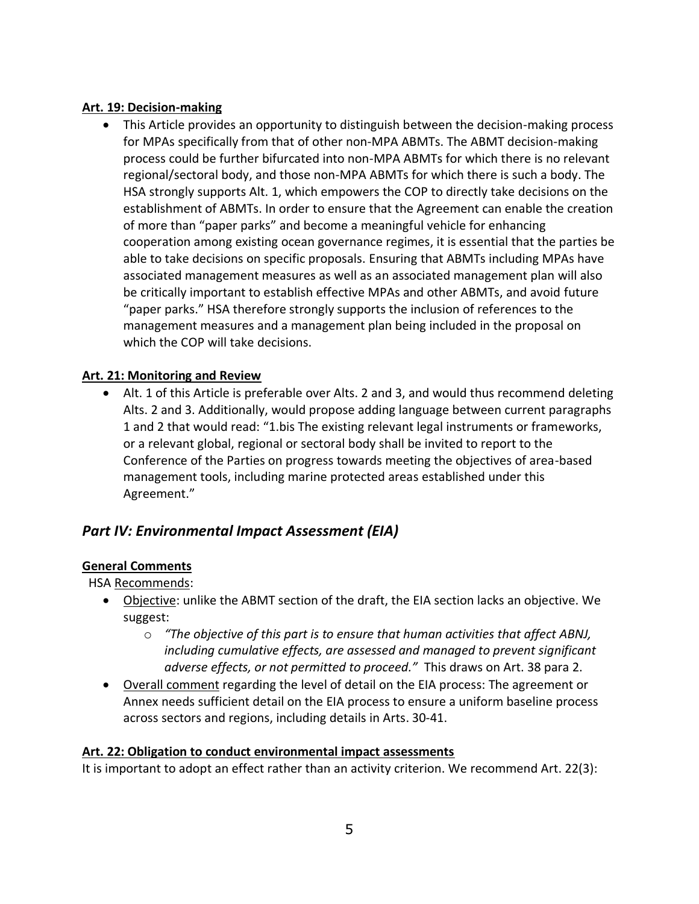**Art. 19: Decision-making**

- This Article provides an opportunity to distinguish between the decision-making process for MPAs specifically from that of other non-MPA ABMTs. The ABMT decision-making process could be further bifurcated into non-MPA ABMTs for which there is no relevant regional/sectoral body, and those non-MPA ABMTs for which there is such a body. The HSA strongly supports Alt. 1, which empowers the COP to directly take decisions on the establishment of ABMTs. In order to ensure that the Agreement can enable the creation of more than "paper parks" and become a meaningful vehicle for enhancing cooperation among existing ocean governance regimes, it is essential that the parties be able to take decisions on specific proposals. Ensuring that ABMTs including MPAs have associated management measures as well as an associated management plan will also be critically important to establish effective MPAs and other ABMTs, and avoid future "paper parks." HSA therefore strongly supports the inclusion of references to the management measures and a management plan being included in the proposal on which the COP will take decisions.

**Art. 21: Monitoring and Review**

- Alt. 1 of this Article is preferable over Alts. 2 and 3, and would thus recommend deleting Alts. 2 and 3. Additionally, would propose adding language between current paragraphs 1 and 2 that would read: "1.bis The existing relevant legal instruments or frameworks, or a relevant global, regional or sectoral body shall be invited to report to the Conference of the Parties on progress towards meeting the objectives of area-based management tools, including marine protected areas established under this Agreement."

## *Part IV: Environmental Impact Assessment (EIA)*

**General Comments**

HSA Recommends:

- Objective: unlike the ABMT section of the draft, the EIA section lacks an objective. We suggest:
  - *"The objective of this part is to ensure that human activities that affect ABNJ, including cumulative effects, are assessed and managed to prevent significant adverse effects, or not permitted to proceed."* This draws on Art. 38 para 2.
- Overall comment regarding the level of detail on the EIA process: The agreement or Annex needs sufficient detail on the EIA process to ensure a uniform baseline process across sectors and regions, including details in Arts. 30-41.

**Art. 22: Obligation to conduct environmental impact assessments**

It is important to adopt an effect rather than an activity criterion. We recommend Art. 22(3):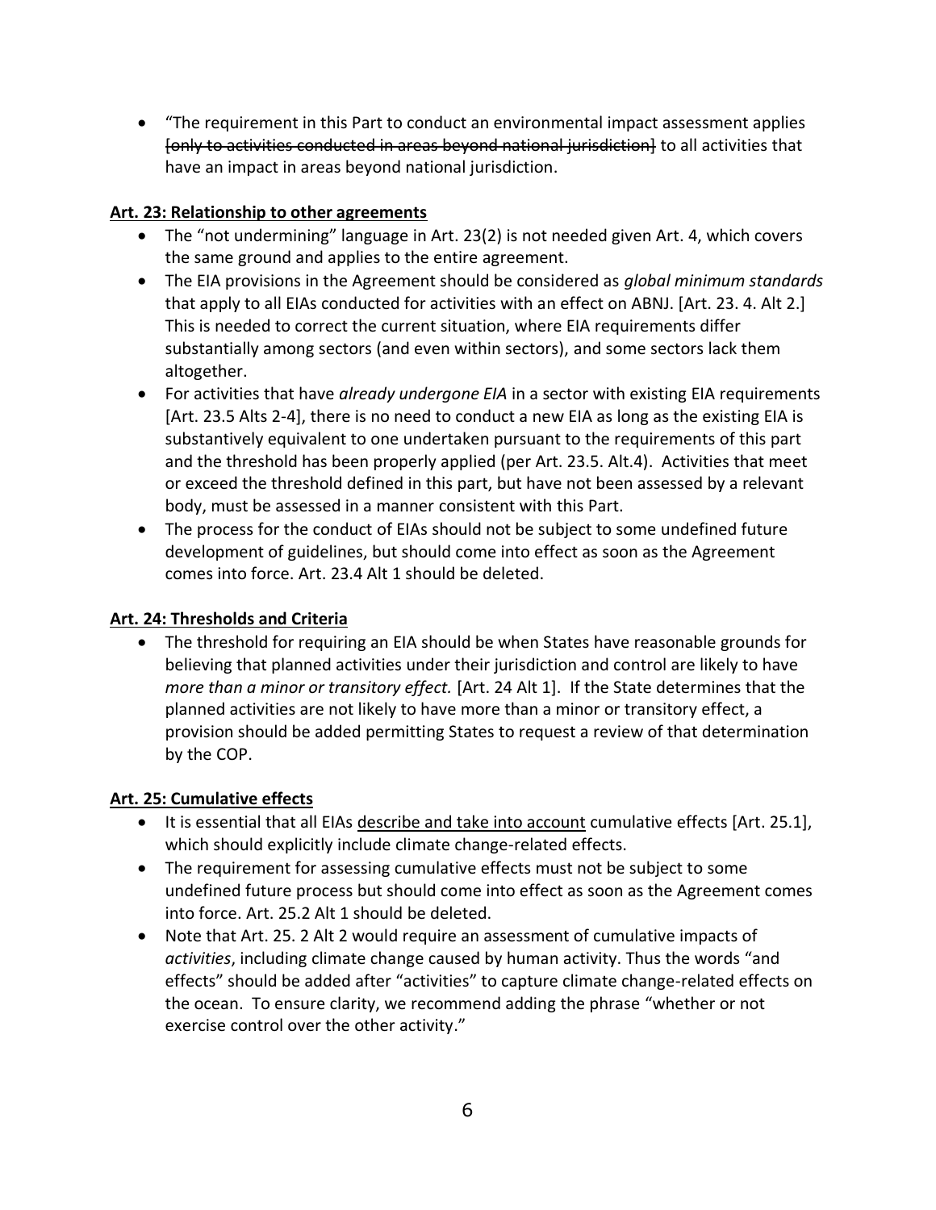- "The requirement in this Part to conduct an environmental impact assessment applies ~~[only to activities conducted in areas beyond national jurisdiction]~~ to all activities that have an impact in areas beyond national jurisdiction.

**<u>Art. 23: Relationship to other agreements</u>**

- The "not undermining" language in Art. 23(2) is not needed given Art. 4, which covers the same ground and applies to the entire agreement.
- The EIA provisions in the Agreement should be considered as *global minimum standards* that apply to all EIAs conducted for activities with an effect on ABNJ. [Art. 23. 4. Alt 2.] This is needed to correct the current situation, where EIA requirements differ substantially among sectors (and even within sectors), and some sectors lack them altogether.
- For activities that have *already undergone EIA* in a sector with existing EIA requirements [Art. 23.5 Alts 2-4], there is no need to conduct a new EIA as long as the existing EIA is substantively equivalent to one undertaken pursuant to the requirements of this part and the threshold has been properly applied (per Art. 23.5. Alt.4). Activities that meet or exceed the threshold defined in this part, but have not been assessed by a relevant body, must be assessed in a manner consistent with this Part.
- The process for the conduct of EIAs should not be subject to some undefined future development of guidelines, but should come into effect as soon as the Agreement comes into force. Art. 23.4 Alt 1 should be deleted.

**<u>Art. 24: Thresholds and Criteria</u>**

- The threshold for requiring an EIA should be when States have reasonable grounds for believing that planned activities under their jurisdiction and control are likely to have *more than a minor or transitory effect.* [Art. 24 Alt 1]. If the State determines that the planned activities are not likely to have more than a minor or transitory effect, a provision should be added permitting States to request a review of that determination by the COP.

**<u>Art. 25: Cumulative effects</u>**

- It is essential that all EIAs <u>describe and take into account</u> cumulative effects [Art. 25.1], which should explicitly include climate change-related effects.
- The requirement for assessing cumulative effects must not be subject to some undefined future process but should come into effect as soon as the Agreement comes into force. Art. 25.2 Alt 1 should be deleted.
- Note that Art. 25. 2 Alt 2 would require an assessment of cumulative impacts of *activities*, including climate change caused by human activity. Thus the words "and effects" should be added after "activities" to capture climate change-related effects on the ocean. To ensure clarity, we recommend adding the phrase "whether or not exercise control over the other activity."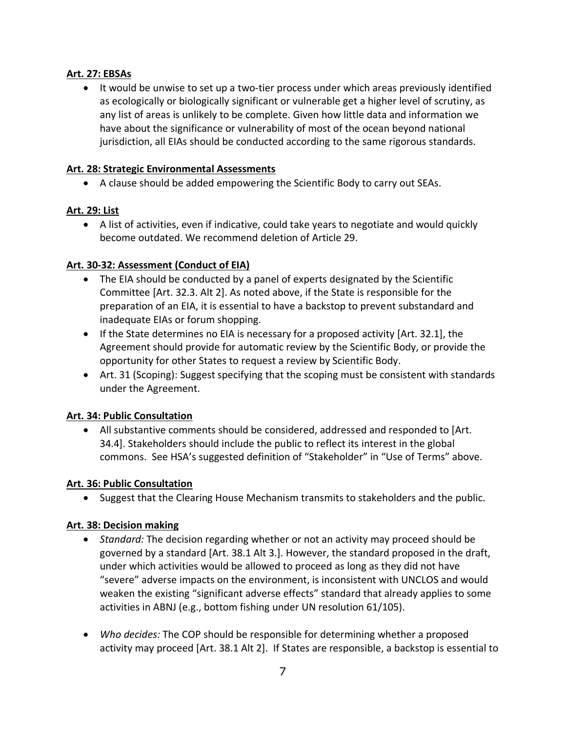**Art. 27: EBSAs**

- It would be unwise to set up a two-tier process under which areas previously identified as ecologically or biologically significant or vulnerable get a higher level of scrutiny, as any list of areas is unlikely to be complete. Given how little data and information we have about the significance or vulnerability of most of the ocean beyond national jurisdiction, all EIAs should be conducted according to the same rigorous standards.

**Art. 28: Strategic Environmental Assessments**

- A clause should be added empowering the Scientific Body to carry out SEAs.

**Art. 29: List**

- A list of activities, even if indicative, could take years to negotiate and would quickly become outdated. We recommend deletion of Article 29.

**Art. 30-32: Assessment (Conduct of EIA)**

- The EIA should be conducted by a panel of experts designated by the Scientific Committee [Art. 32.3. Alt 2]. As noted above, if the State is responsible for the preparation of an EIA, it is essential to have a backstop to prevent substandard and inadequate EIAs or forum shopping.
- If the State determines no EIA is necessary for a proposed activity [Art. 32.1], the Agreement should provide for automatic review by the Scientific Body, or provide the opportunity for other States to request a review by Scientific Body.
- Art. 31 (Scoping): Suggest specifying that the scoping must be consistent with standards under the Agreement.

**Art. 34: Public Consultation**

- All substantive comments should be considered, addressed and responded to [Art. 34.4]. Stakeholders should include the public to reflect its interest in the global commons. See HSA's suggested definition of "Stakeholder" in "Use of Terms" above.

**Art. 36: Public Consultation**

- Suggest that the Clearing House Mechanism transmits to stakeholders and the public.

**Art. 38: Decision making**

- *Standard:* The decision regarding whether or not an activity may proceed should be governed by a standard [Art. 38.1 Alt 3.]. However, the standard proposed in the draft, under which activities would be allowed to proceed as long as they did not have "severe" adverse impacts on the environment, is inconsistent with UNCLOS and would weaken the existing "significant adverse effects" standard that already applies to some activities in ABNJ (e.g., bottom fishing under UN resolution 61/105).

- *Who decides:* The COP should be responsible for determining whether a proposed activity may proceed [Art. 38.1 Alt 2]. If States are responsible, a backstop is essential to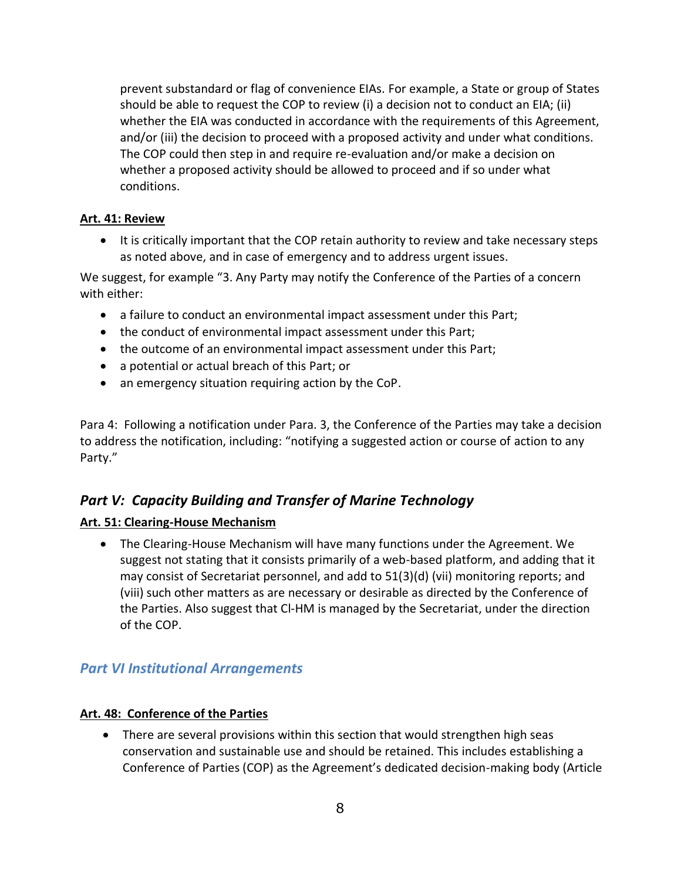prevent substandard or flag of convenience EIAs. For example, a State or group of States should be able to request the COP to review (i) a decision not to conduct an EIA; (ii) whether the EIA was conducted in accordance with the requirements of this Agreement, and/or (iii) the decision to proceed with a proposed activity and under what conditions. The COP could then step in and require re-evaluation and/or make a decision on whether a proposed activity should be allowed to proceed and if so under what conditions.

**Art. 41: Review**

- It is critically important that the COP retain authority to review and take necessary steps as noted above, and in case of emergency and to address urgent issues.

We suggest, for example "3. Any Party may notify the Conference of the Parties of a concern with either:

- a failure to conduct an environmental impact assessment under this Part;
- the conduct of environmental impact assessment under this Part;
- the outcome of an environmental impact assessment under this Part;
- a potential or actual breach of this Part; or
- an emergency situation requiring action by the CoP.

Para 4: Following a notification under Para. 3, the Conference of the Parties may take a decision to address the notification, including: "notifying a suggested action or course of action to any Party."

## *Part V: Capacity Building and Transfer of Marine Technology*

**Art. 51: Clearing-House Mechanism**

- The Clearing-House Mechanism will have many functions under the Agreement. We suggest not stating that it consists primarily of a web-based platform, and adding that it may consist of Secretariat personnel, and add to 51(3)(d) (vii) monitoring reports; and (viii) such other matters as are necessary or desirable as directed by the Conference of the Parties. Also suggest that Cl-HM is managed by the Secretariat, under the direction of the COP.

## *Part VI Institutional Arrangements*

**Art. 48: Conference of the Parties**

- There are several provisions within this section that would strengthen high seas conservation and sustainable use and should be retained. This includes establishing a Conference of Parties (COP) as the Agreement's dedicated decision-making body (Article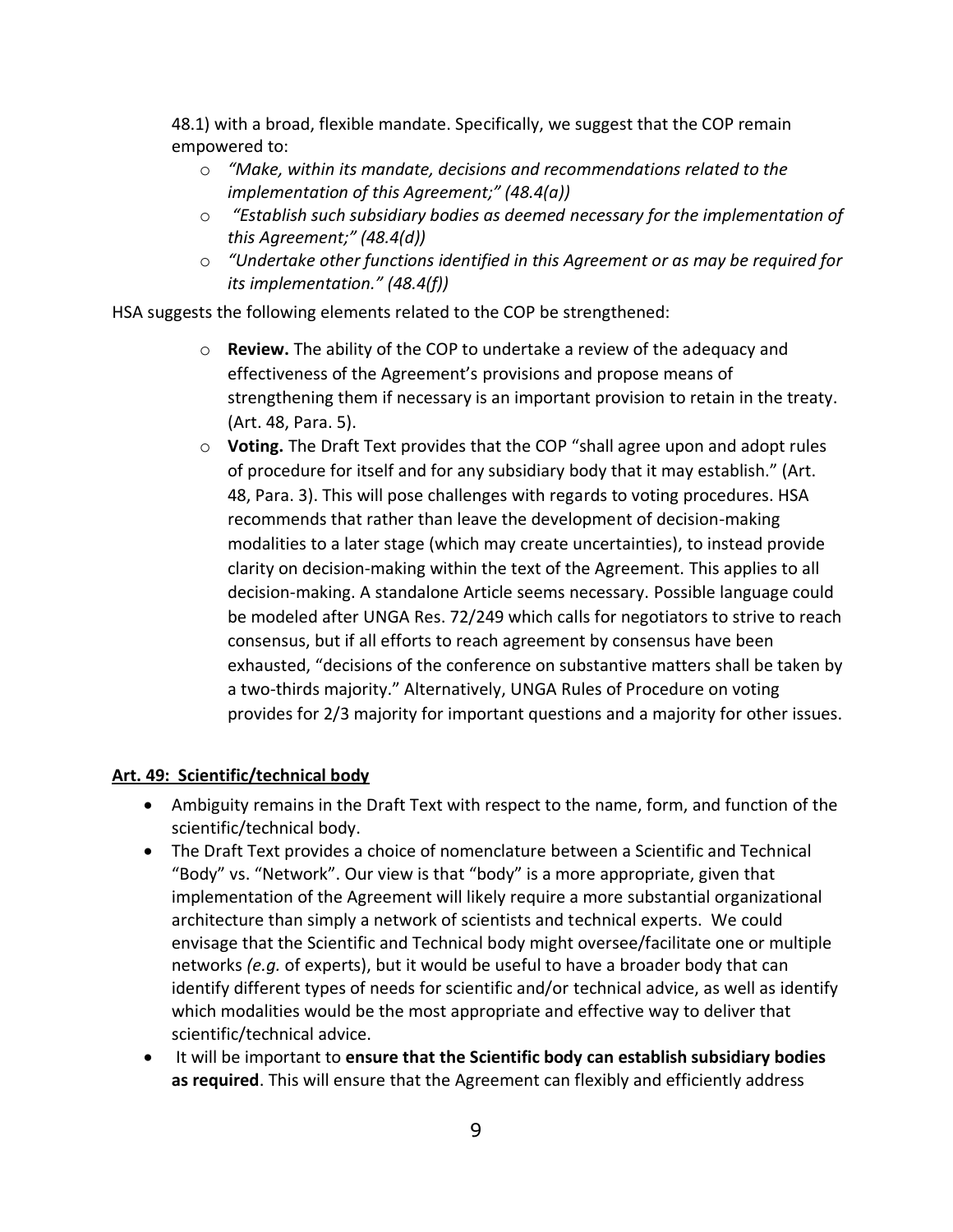48.1) with a broad, flexible mandate. Specifically, we suggest that the COP remain empowered to:

- *"Make, within its mandate, decisions and recommendations related to the implementation of this Agreement;" (48.4(a))*
- *"Establish such subsidiary bodies as deemed necessary for the implementation of this Agreement;" (48.4(d))*
- *"Undertake other functions identified in this Agreement or as may be required for its implementation." (48.4(f))*

HSA suggests the following elements related to the COP be strengthened:

- **Review.** The ability of the COP to undertake a review of the adequacy and effectiveness of the Agreement's provisions and propose means of strengthening them if necessary is an important provision to retain in the treaty. (Art. 48, Para. 5).
- **Voting.** The Draft Text provides that the COP "shall agree upon and adopt rules of procedure for itself and for any subsidiary body that it may establish." (Art. 48, Para. 3). This will pose challenges with regards to voting procedures. HSA recommends that rather than leave the development of decision-making modalities to a later stage (which may create uncertainties), to instead provide clarity on decision-making within the text of the Agreement. This applies to all decision-making. A standalone Article seems necessary. Possible language could be modeled after UNGA Res. 72/249 which calls for negotiators to strive to reach consensus, but if all efforts to reach agreement by consensus have been exhausted, "decisions of the conference on substantive matters shall be taken by a two-thirds majority." Alternatively, UNGA Rules of Procedure on voting provides for 2/3 majority for important questions and a majority for other issues.

**Art. 49: Scientific/technical body**

- Ambiguity remains in the Draft Text with respect to the name, form, and function of the scientific/technical body.
- The Draft Text provides a choice of nomenclature between a Scientific and Technical "Body" vs. "Network". Our view is that "body" is a more appropriate, given that implementation of the Agreement will likely require a more substantial organizational architecture than simply a network of scientists and technical experts. We could envisage that the Scientific and Technical body might oversee/facilitate one or multiple networks *(e.g.* of experts), but it would be useful to have a broader body that can identify different types of needs for scientific and/or technical advice, as well as identify which modalities would be the most appropriate and effective way to deliver that scientific/technical advice.
- It will be important to **ensure that the Scientific body can establish subsidiary bodies as required**. This will ensure that the Agreement can flexibly and efficiently address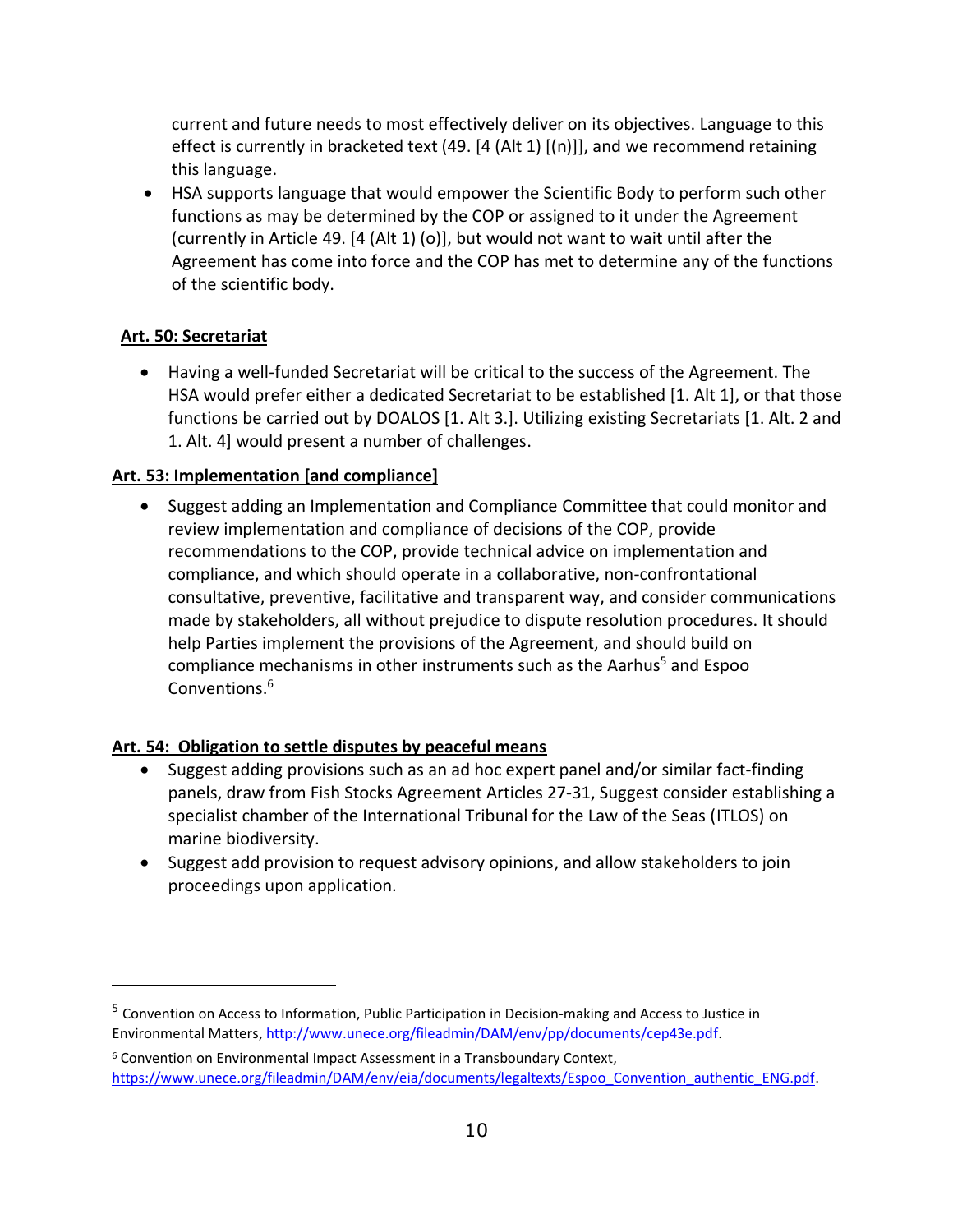current and future needs to most effectively deliver on its objectives. Language to this effect is currently in bracketed text (49. [4 (Alt 1) [(n)]], and we recommend retaining this language.

- HSA supports language that would empower the Scientific Body to perform such other functions as may be determined by the COP or assigned to it under the Agreement (currently in Article 49. [4 (Alt 1) (o)], but would not want to wait until after the Agreement has come into force and the COP has met to determine any of the functions of the scientific body.

**Art. 50: Secretariat**

- Having a well-funded Secretariat will be critical to the success of the Agreement. The HSA would prefer either a dedicated Secretariat to be established [1. Alt 1], or that those functions be carried out by DOALOS [1. Alt 3.]. Utilizing existing Secretariats [1. Alt. 2 and 1. Alt. 4] would present a number of challenges.

**Art. 53: Implementation [and compliance]**

- Suggest adding an Implementation and Compliance Committee that could monitor and review implementation and compliance of decisions of the COP, provide recommendations to the COP, provide technical advice on implementation and compliance, and which should operate in a collaborative, non-confrontational consultative, preventive, facilitative and transparent way, and consider communications made by stakeholders, all without prejudice to dispute resolution procedures. It should help Parties implement the provisions of the Agreement, and should build on compliance mechanisms in other instruments such as the Aarhus[5] and Espoo Conventions.[6]

**Art. 54: Obligation to settle disputes by peaceful means**

- Suggest adding provisions such as an ad hoc expert panel and/or similar fact-finding panels, draw from Fish Stocks Agreement Articles 27-31, Suggest consider establishing a specialist chamber of the International Tribunal for the Law of the Seas (ITLOS) on marine biodiversity.
- Suggest add provision to request advisory opinions, and allow stakeholders to join proceedings upon application.

---

[5] Convention on Access to Information, Public Participation in Decision-making and Access to Justice in Environmental Matters, http://www.unece.org/fileadmin/DAM/env/pp/documents/cep43e.pdf.

[6] Convention on Environmental Impact Assessment in a Transboundary Context, https://www.unece.org/fileadmin/DAM/env/eia/documents/legaltexts/Espoo_Convention_authentic_ENG.pdf.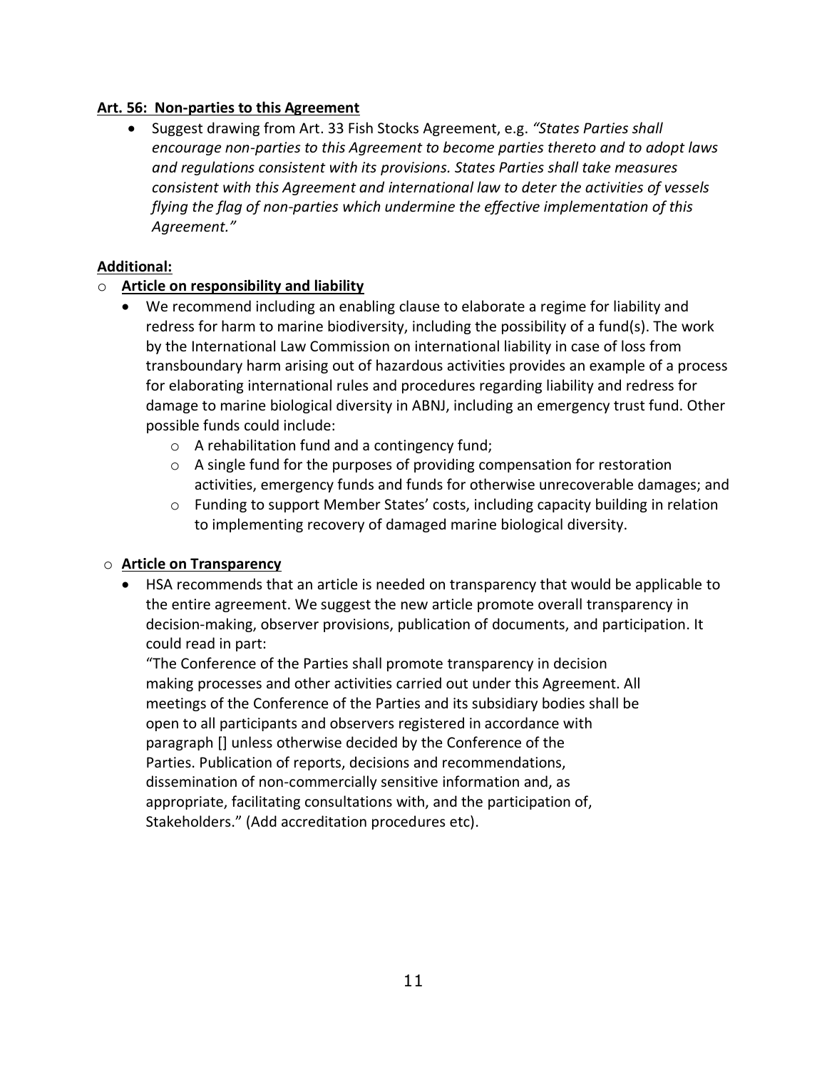**Art. 56: Non-parties to this Agreement**

- Suggest drawing from Art. 33 Fish Stocks Agreement, e.g. *"States Parties shall encourage non-parties to this Agreement to become parties thereto and to adopt laws and regulations consistent with its provisions. States Parties shall take measures consistent with this Agreement and international law to deter the activities of vessels flying the flag of non-parties which undermine the effective implementation of this Agreement."*

**Additional:**

- **Article on responsibility and liability**
  - We recommend including an enabling clause to elaborate a regime for liability and redress for harm to marine biodiversity, including the possibility of a fund(s). The work by the International Law Commission on international liability in case of loss from transboundary harm arising out of hazardous activities provides an example of a process for elaborating international rules and procedures regarding liability and redress for damage to marine biological diversity in ABNJ, including an emergency trust fund. Other possible funds could include:
    - A rehabilitation fund and a contingency fund;
    - A single fund for the purposes of providing compensation for restoration activities, emergency funds and funds for otherwise unrecoverable damages; and
    - Funding to support Member States' costs, including capacity building in relation to implementing recovery of damaged marine biological diversity.

- **Article on Transparency**
  - HSA recommends that an article is needed on transparency that would be applicable to the entire agreement. We suggest the new article promote overall transparency in decision-making, observer provisions, publication of documents, and participation. It could read in part:

    "The Conference of the Parties shall promote transparency in decision making processes and other activities carried out under this Agreement. All meetings of the Conference of the Parties and its subsidiary bodies shall be open to all participants and observers registered in accordance with paragraph [] unless otherwise decided by the Conference of the Parties. Publication of reports, decisions and recommendations, dissemination of non-commercially sensitive information and, as appropriate, facilitating consultations with, and the participation of, Stakeholders." (Add accreditation procedures etc).